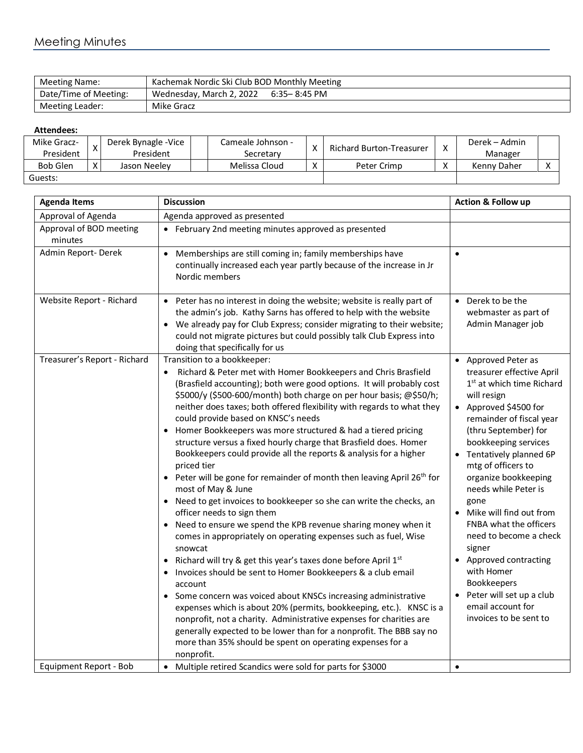# Meeting Minutes

| Meeting Name: | Kachemak Nordic Ski Club BOD Monthly Meeting |
|---|---|
| Date/Time of Meeting: | Wednesday, March 2, 2022 6:35– 8:45 PM |
| Meeting Leader: | Mike Gracz |

**Attendees:**

| Mike Gracz- President | X | Derek Bynagle -Vice President | | Cameale Johnson - Secretary | X | Richard Burton-Treasurer | X | Derek – Admin Manager | |
|---|---|---|---|---|---|---|---|---|---|
| Bob Glen | X | Jason Neeley | | Melissa Cloud | X | Peter Crimp | X | Kenny Daher | X |
| Guests: | | | | | | | | | |

| Agenda Items | Discussion | Action & Follow up |
|---|---|---|
| Approval of Agenda | Agenda approved as presented | |
| Approval of BOD meeting minutes | • February 2nd meeting minutes approved as presented | |
| Admin Report- Derek | • Memberships are still coming in; family memberships have continually increased each year partly because of the increase in Jr Nordic members | • |
| Website Report - Richard | • Peter has no interest in doing the website; website is really part of the admin's job. Kathy Sarns has offered to help with the website<br>• We already pay for Club Express; consider migrating to their website; could not migrate pictures but could possibly talk Club Express into doing that specifically for us | • Derek to be the webmaster as part of Admin Manager job |
| Treasurer's Report - Richard | Transition to a bookkeeper:<br>• Richard & Peter met with Homer Bookkeepers and Chris Brasfield (Brasfield accounting); both were good options. It will probably cost \$5000/y (\$500-600/month) both charge on per hour basis; @\$50/h; neither does taxes; both offered flexibility with regards to what they could provide based on KNSC's needs<br>• Homer Bookkeepers was more structured & had a tiered pricing structure versus a fixed hourly charge that Brasfield does. Homer Bookkeepers could provide all the reports & analysis for a higher priced tier<br>• Peter will be gone for remainder of month then leaving April 26th for most of May & June<br>• Need to get invoices to bookkeeper so she can write the checks, an officer needs to sign them<br>• Need to ensure we spend the KPB revenue sharing money when it comes in appropriately on operating expenses such as fuel, Wise snowcat<br>• Richard will try & get this year's taxes done before April 1st<br>• Invoices should be sent to Homer Bookkeepers & a club email account<br>• Some concern was voiced about KNSCs increasing administrative expenses which is about 20% (permits, bookkeeping, etc.). KNSC is a nonprofit, not a charity. Administrative expenses for charities are generally expected to be lower than for a nonprofit. The BBB say no more than 35% should be spent on operating expenses for a nonprofit. | • Approved Peter as treasurer effective April 1st at which time Richard will resign<br>• Approved \$4500 for remainder of fiscal year (thru September) for bookkeeping services<br>• Tentatively planned 6P mtg of officers to organize bookkeeping needs while Peter is gone<br>• Mike will find out from FNBA what the officers need to become a check signer<br>• Approved contracting with Homer Bookkeepers<br>• Peter will set up a club email account for invoices to be sent to |
| Equipment Report - Bob | • Multiple retired Scandics were sold for parts for \$3000 | • |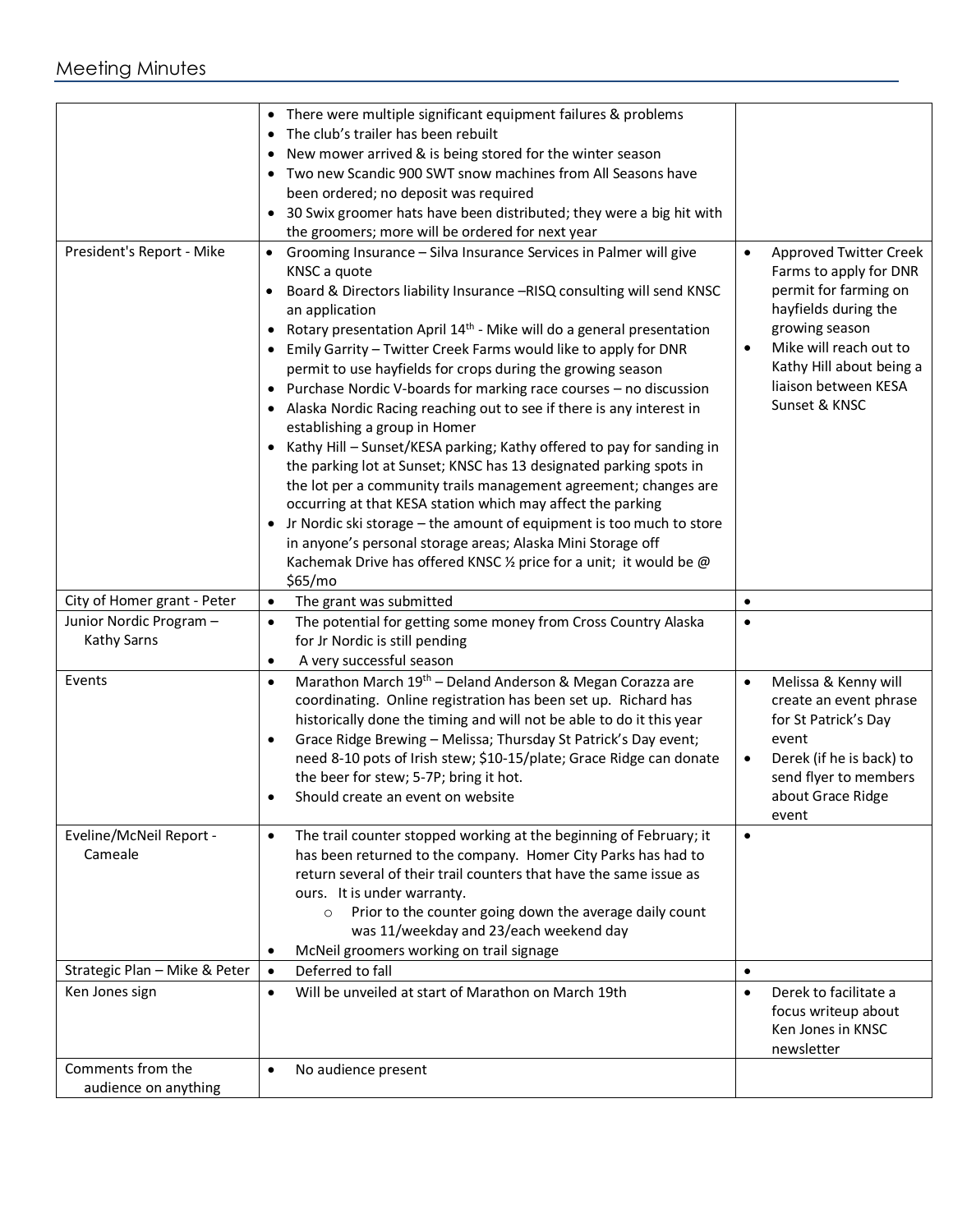| | | |
|---|---|---|
| | • There were multiple significant equipment failures & problems<br>• The club's trailer has been rebuilt<br>• New mower arrived & is being stored for the winter season<br>• Two new Scandic 900 SWT snow machines from All Seasons have been ordered; no deposit was required<br>• 30 Swix groomer hats have been distributed; they were a big hit with the groomers; more will be ordered for next year | |
| President's Report - Mike | • Grooming Insurance – Silva Insurance Services in Palmer will give KNSC a quote<br>• Board & Directors liability Insurance –RISQ consulting will send KNSC an application<br>• Rotary presentation April 14th - Mike will do a general presentation<br>• Emily Garrity – Twitter Creek Farms would like to apply for DNR permit to use hayfields for crops during the growing season<br>• Purchase Nordic V-boards for marking race courses – no discussion<br>• Alaska Nordic Racing reaching out to see if there is any interest in establishing a group in Homer<br>• Kathy Hill – Sunset/KESA parking; Kathy offered to pay for sanding in the parking lot at Sunset; KNSC has 13 designated parking spots in the lot per a community trails management agreement; changes are occurring at that KESA station which may affect the parking<br>• Jr Nordic ski storage – the amount of equipment is too much to store in anyone's personal storage areas; Alaska Mini Storage off Kachemak Drive has offered KNSC ½ price for a unit; it would be @ $65/mo | • Approved Twitter Creek Farms to apply for DNR permit for farming on hayfields during the growing season<br>• Mike will reach out to Kathy Hill about being a liaison between KESA Sunset & KNSC |
| City of Homer grant - Peter | • The grant was submitted | • |
| Junior Nordic Program – Kathy Sarns | • The potential for getting some money from Cross Country Alaska for Jr Nordic is still pending<br>• A very successful season | • |
| Events | • Marathon March 19th – Deland Anderson & Megan Corazza are coordinating. Online registration has been set up. Richard has historically done the timing and will not be able to do it this year<br>• Grace Ridge Brewing – Melissa; Thursday St Patrick's Day event; need 8-10 pots of Irish stew; $10-15/plate; Grace Ridge can donate the beer for stew; 5-7P; bring it hot.<br>• Should create an event on website | • Melissa & Kenny will create an event phrase for St Patrick's Day event<br>• Derek (if he is back) to send flyer to members about Grace Ridge event |
| Eveline/McNeil Report - Cameale | • The trail counter stopped working at the beginning of February; it has been returned to the company. Homer City Parks has had to return several of their trail counters that have the same issue as ours. It is under warranty.<br>  ◦ Prior to the counter going down the average daily count was 11/weekday and 23/each weekend day<br>• McNeil groomers working on trail signage | • |
| Strategic Plan – Mike & Peter | • Deferred to fall | • |
| Ken Jones sign | • Will be unveiled at start of Marathon on March 19th | • Derek to facilitate a focus writeup about Ken Jones in KNSC newsletter |
| Comments from the audience on anything | • No audience present | |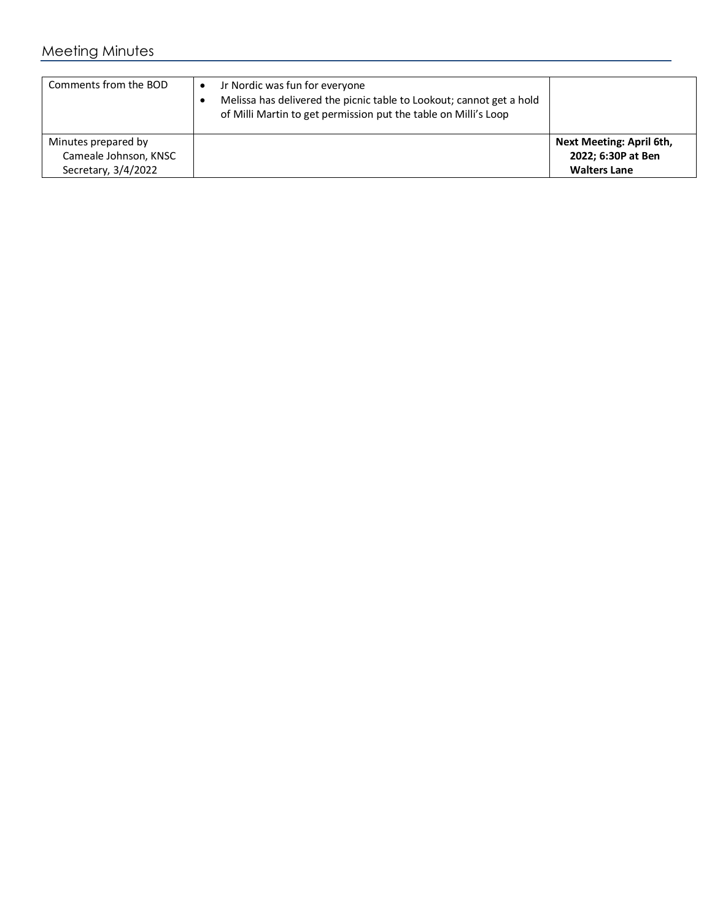## Meeting Minutes

| | | |
|---|---|---|
| Comments from the BOD | • Jr Nordic was fun for everyone<br>• Melissa has delivered the picnic table to Lookout; cannot get a hold of Milli Martin to get permission put the table on Milli's Loop | |
| Minutes prepared by Cameale Johnson, KNSC Secretary, 3/4/2022 | | **Next Meeting: April 6th, 2022; 6:30P at Ben Walters Lane** |